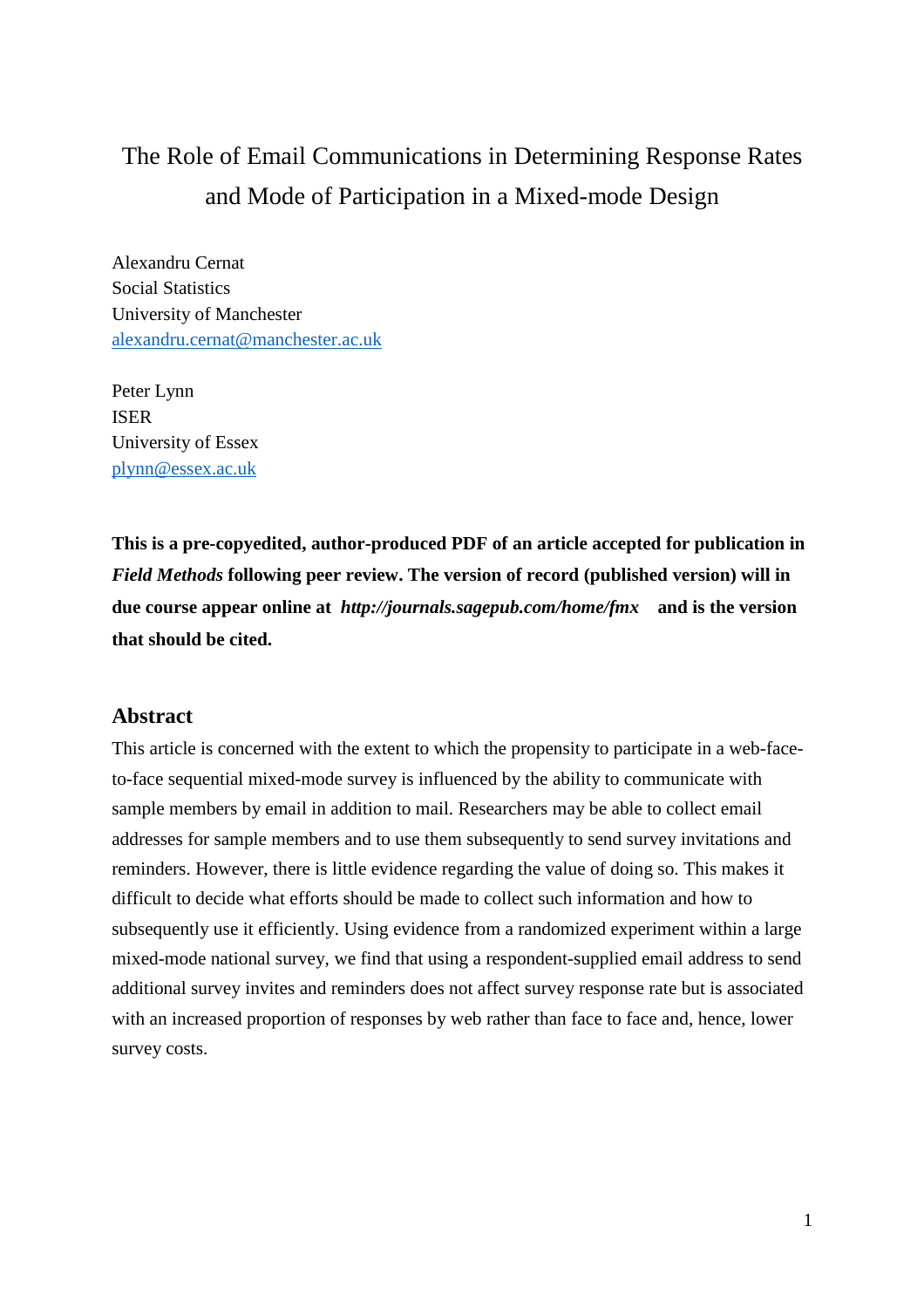# The Role of Email Communications in Determining Response Rates and Mode of Participation in a Mixed-mode Design

Alexandru Cernat
Social Statistics
University of Manchester
alexandru.cernat@manchester.ac.uk

Peter Lynn
ISER
University of Essex
plynn@essex.ac.uk

**This is a pre-copyedited, author-produced PDF of an article accepted for publication in *Field Methods* following peer review. The version of record (published version) will in due course appear online at *http://journals.sagepub.com/home/fmx* and is the version that should be cited.**

## Abstract

This article is concerned with the extent to which the propensity to participate in a web-face-to-face sequential mixed-mode survey is influenced by the ability to communicate with sample members by email in addition to mail. Researchers may be able to collect email addresses for sample members and to use them subsequently to send survey invitations and reminders. However, there is little evidence regarding the value of doing so. This makes it difficult to decide what efforts should be made to collect such information and how to subsequently use it efficiently. Using evidence from a randomized experiment within a large mixed-mode national survey, we find that using a respondent-supplied email address to send additional survey invites and reminders does not affect survey response rate but is associated with an increased proportion of responses by web rather than face to face and, hence, lower survey costs.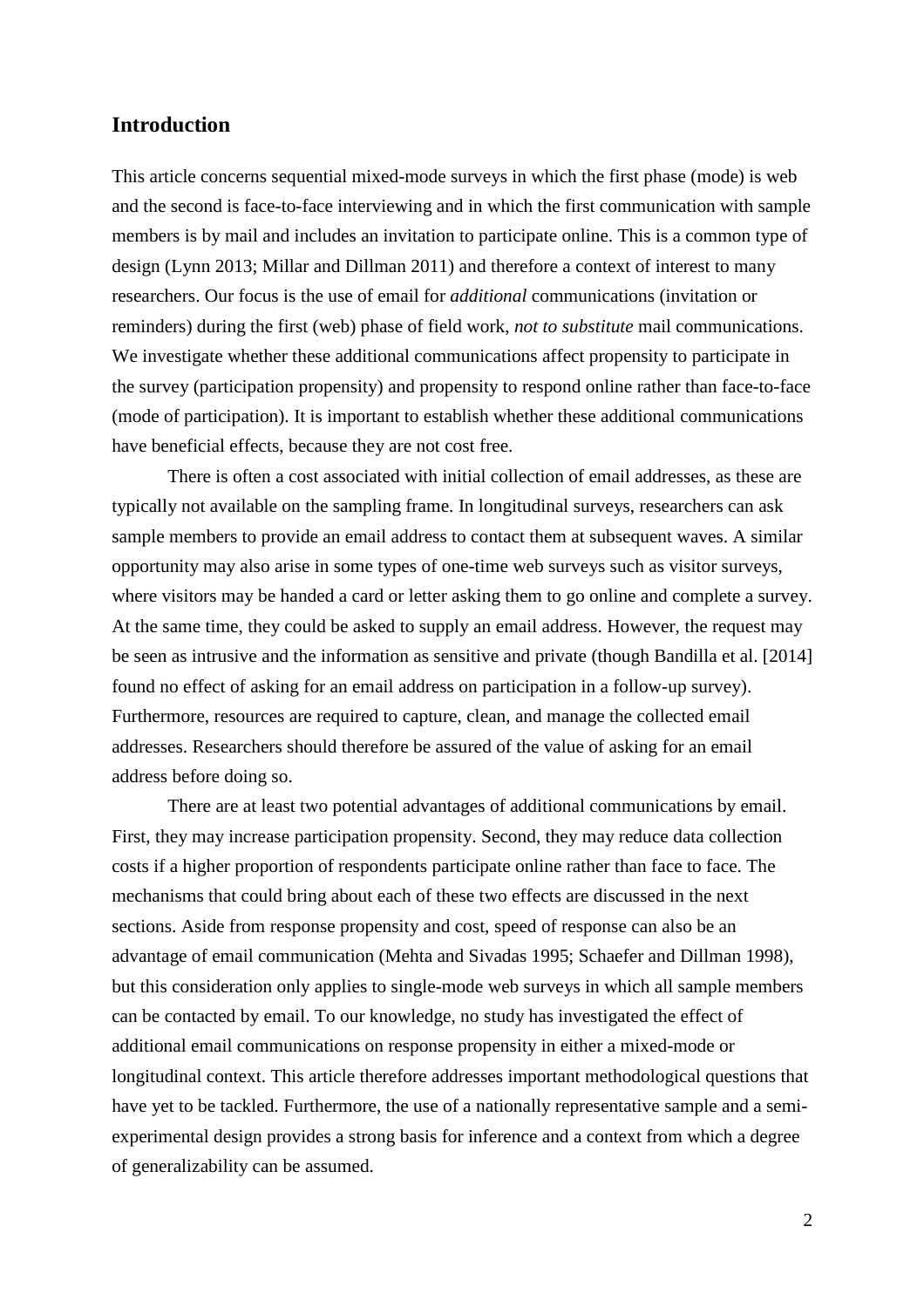## Introduction

This article concerns sequential mixed-mode surveys in which the first phase (mode) is web and the second is face-to-face interviewing and in which the first communication with sample members is by mail and includes an invitation to participate online. This is a common type of design (Lynn 2013; Millar and Dillman 2011) and therefore a context of interest to many researchers. Our focus is the use of email for *additional* communications (invitation or reminders) during the first (web) phase of field work, *not to substitute* mail communications. We investigate whether these additional communications affect propensity to participate in the survey (participation propensity) and propensity to respond online rather than face-to-face (mode of participation). It is important to establish whether these additional communications have beneficial effects, because they are not cost free.

There is often a cost associated with initial collection of email addresses, as these are typically not available on the sampling frame. In longitudinal surveys, researchers can ask sample members to provide an email address to contact them at subsequent waves. A similar opportunity may also arise in some types of one-time web surveys such as visitor surveys, where visitors may be handed a card or letter asking them to go online and complete a survey. At the same time, they could be asked to supply an email address. However, the request may be seen as intrusive and the information as sensitive and private (though Bandilla et al. [2014] found no effect of asking for an email address on participation in a follow-up survey). Furthermore, resources are required to capture, clean, and manage the collected email addresses. Researchers should therefore be assured of the value of asking for an email address before doing so.

There are at least two potential advantages of additional communications by email. First, they may increase participation propensity. Second, they may reduce data collection costs if a higher proportion of respondents participate online rather than face to face. The mechanisms that could bring about each of these two effects are discussed in the next sections. Aside from response propensity and cost, speed of response can also be an advantage of email communication (Mehta and Sivadas 1995; Schaefer and Dillman 1998), but this consideration only applies to single-mode web surveys in which all sample members can be contacted by email. To our knowledge, no study has investigated the effect of additional email communications on response propensity in either a mixed-mode or longitudinal context. This article therefore addresses important methodological questions that have yet to be tackled. Furthermore, the use of a nationally representative sample and a semi-experimental design provides a strong basis for inference and a context from which a degree of generalizability can be assumed.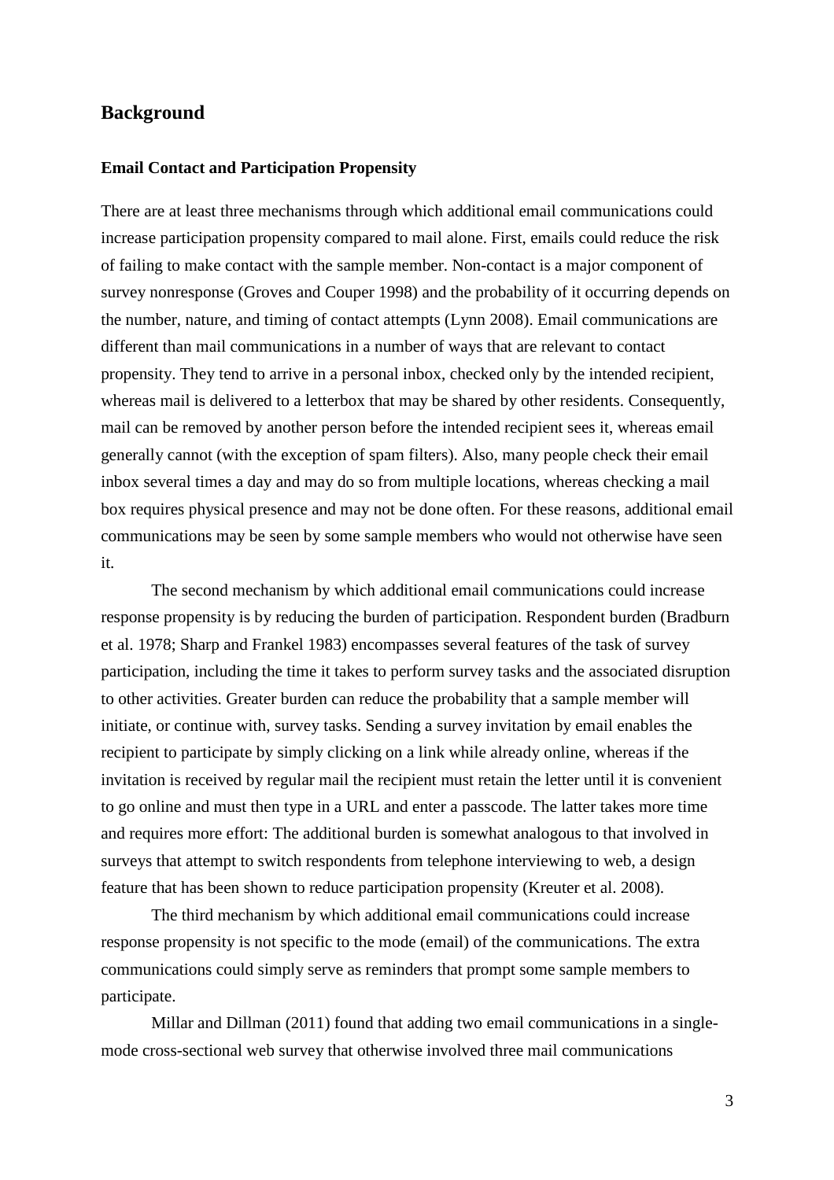## Background

### Email Contact and Participation Propensity

There are at least three mechanisms through which additional email communications could increase participation propensity compared to mail alone. First, emails could reduce the risk of failing to make contact with the sample member. Non-contact is a major component of survey nonresponse (Groves and Couper 1998) and the probability of it occurring depends on the number, nature, and timing of contact attempts (Lynn 2008). Email communications are different than mail communications in a number of ways that are relevant to contact propensity. They tend to arrive in a personal inbox, checked only by the intended recipient, whereas mail is delivered to a letterbox that may be shared by other residents. Consequently, mail can be removed by another person before the intended recipient sees it, whereas email generally cannot (with the exception of spam filters). Also, many people check their email inbox several times a day and may do so from multiple locations, whereas checking a mail box requires physical presence and may not be done often. For these reasons, additional email communications may be seen by some sample members who would not otherwise have seen it.

The second mechanism by which additional email communications could increase response propensity is by reducing the burden of participation. Respondent burden (Bradburn et al. 1978; Sharp and Frankel 1983) encompasses several features of the task of survey participation, including the time it takes to perform survey tasks and the associated disruption to other activities. Greater burden can reduce the probability that a sample member will initiate, or continue with, survey tasks. Sending a survey invitation by email enables the recipient to participate by simply clicking on a link while already online, whereas if the invitation is received by regular mail the recipient must retain the letter until it is convenient to go online and must then type in a URL and enter a passcode. The latter takes more time and requires more effort: The additional burden is somewhat analogous to that involved in surveys that attempt to switch respondents from telephone interviewing to web, a design feature that has been shown to reduce participation propensity (Kreuter et al. 2008).

The third mechanism by which additional email communications could increase response propensity is not specific to the mode (email) of the communications. The extra communications could simply serve as reminders that prompt some sample members to participate.

Millar and Dillman (2011) found that adding two email communications in a single-mode cross-sectional web survey that otherwise involved three mail communications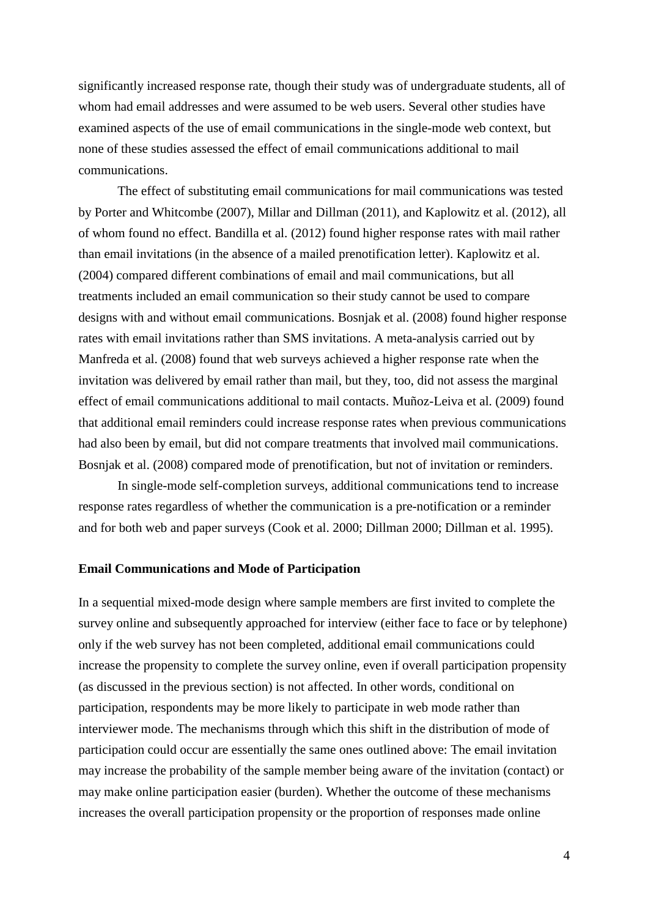significantly increased response rate, though their study was of undergraduate students, all of whom had email addresses and were assumed to be web users. Several other studies have examined aspects of the use of email communications in the single-mode web context, but none of these studies assessed the effect of email communications additional to mail communications.

The effect of substituting email communications for mail communications was tested by Porter and Whitcombe (2007), Millar and Dillman (2011), and Kaplowitz et al. (2012), all of whom found no effect. Bandilla et al. (2012) found higher response rates with mail rather than email invitations (in the absence of a mailed prenotification letter). Kaplowitz et al. (2004) compared different combinations of email and mail communications, but all treatments included an email communication so their study cannot be used to compare designs with and without email communications. Bosnjak et al. (2008) found higher response rates with email invitations rather than SMS invitations. A meta-analysis carried out by Manfreda et al. (2008) found that web surveys achieved a higher response rate when the invitation was delivered by email rather than mail, but they, too, did not assess the marginal effect of email communications additional to mail contacts. Muñoz-Leiva et al. (2009) found that additional email reminders could increase response rates when previous communications had also been by email, but did not compare treatments that involved mail communications. Bosnjak et al. (2008) compared mode of prenotification, but not of invitation or reminders.

In single-mode self-completion surveys, additional communications tend to increase response rates regardless of whether the communication is a pre-notification or a reminder and for both web and paper surveys (Cook et al. 2000; Dillman 2000; Dillman et al. 1995).

### Email Communications and Mode of Participation

In a sequential mixed-mode design where sample members are first invited to complete the survey online and subsequently approached for interview (either face to face or by telephone) only if the web survey has not been completed, additional email communications could increase the propensity to complete the survey online, even if overall participation propensity (as discussed in the previous section) is not affected. In other words, conditional on participation, respondents may be more likely to participate in web mode rather than interviewer mode. The mechanisms through which this shift in the distribution of mode of participation could occur are essentially the same ones outlined above: The email invitation may increase the probability of the sample member being aware of the invitation (contact) or may make online participation easier (burden). Whether the outcome of these mechanisms increases the overall participation propensity or the proportion of responses made online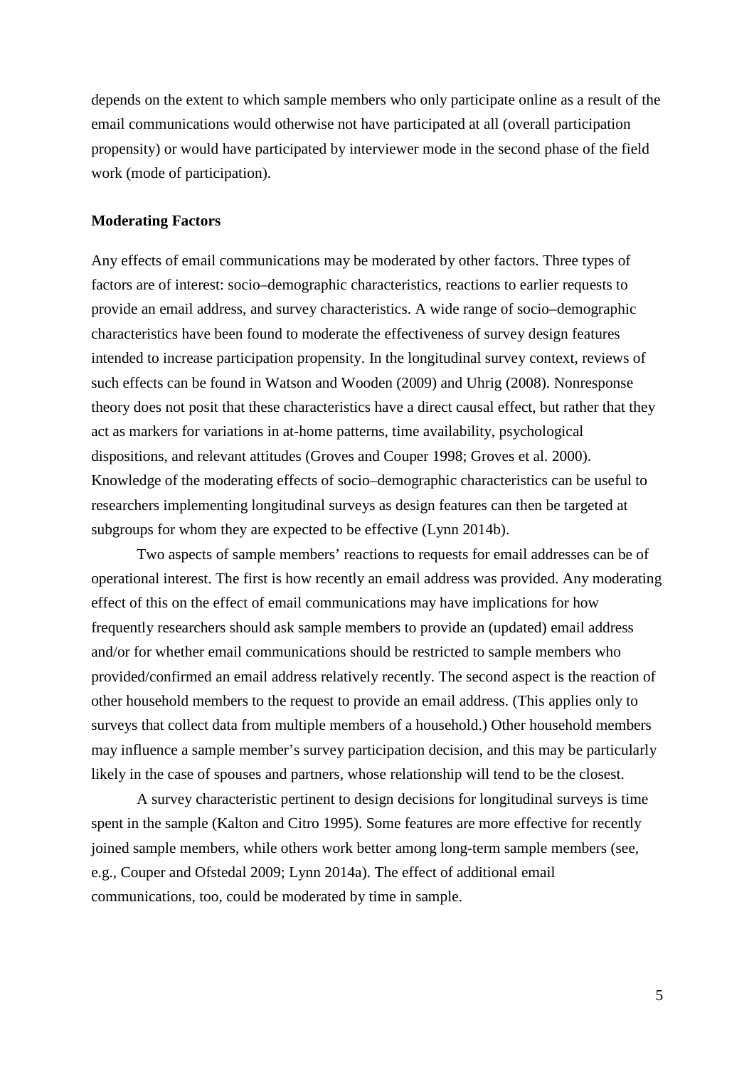depends on the extent to which sample members who only participate online as a result of the email communications would otherwise not have participated at all (overall participation propensity) or would have participated by interviewer mode in the second phase of the field work (mode of participation).

**Moderating Factors**

Any effects of email communications may be moderated by other factors. Three types of factors are of interest: socio–demographic characteristics, reactions to earlier requests to provide an email address, and survey characteristics. A wide range of socio–demographic characteristics have been found to moderate the effectiveness of survey design features intended to increase participation propensity. In the longitudinal survey context, reviews of such effects can be found in Watson and Wooden (2009) and Uhrig (2008). Nonresponse theory does not posit that these characteristics have a direct causal effect, but rather that they act as markers for variations in at-home patterns, time availability, psychological dispositions, and relevant attitudes (Groves and Couper 1998; Groves et al. 2000). Knowledge of the moderating effects of socio–demographic characteristics can be useful to researchers implementing longitudinal surveys as design features can then be targeted at subgroups for whom they are expected to be effective (Lynn 2014b).

Two aspects of sample members' reactions to requests for email addresses can be of operational interest. The first is how recently an email address was provided. Any moderating effect of this on the effect of email communications may have implications for how frequently researchers should ask sample members to provide an (updated) email address and/or for whether email communications should be restricted to sample members who provided/confirmed an email address relatively recently. The second aspect is the reaction of other household members to the request to provide an email address. (This applies only to surveys that collect data from multiple members of a household.) Other household members may influence a sample member's survey participation decision, and this may be particularly likely in the case of spouses and partners, whose relationship will tend to be the closest.

A survey characteristic pertinent to design decisions for longitudinal surveys is time spent in the sample (Kalton and Citro 1995). Some features are more effective for recently joined sample members, while others work better among long-term sample members (see, e.g., Couper and Ofstedal 2009; Lynn 2014a). The effect of additional email communications, too, could be moderated by time in sample.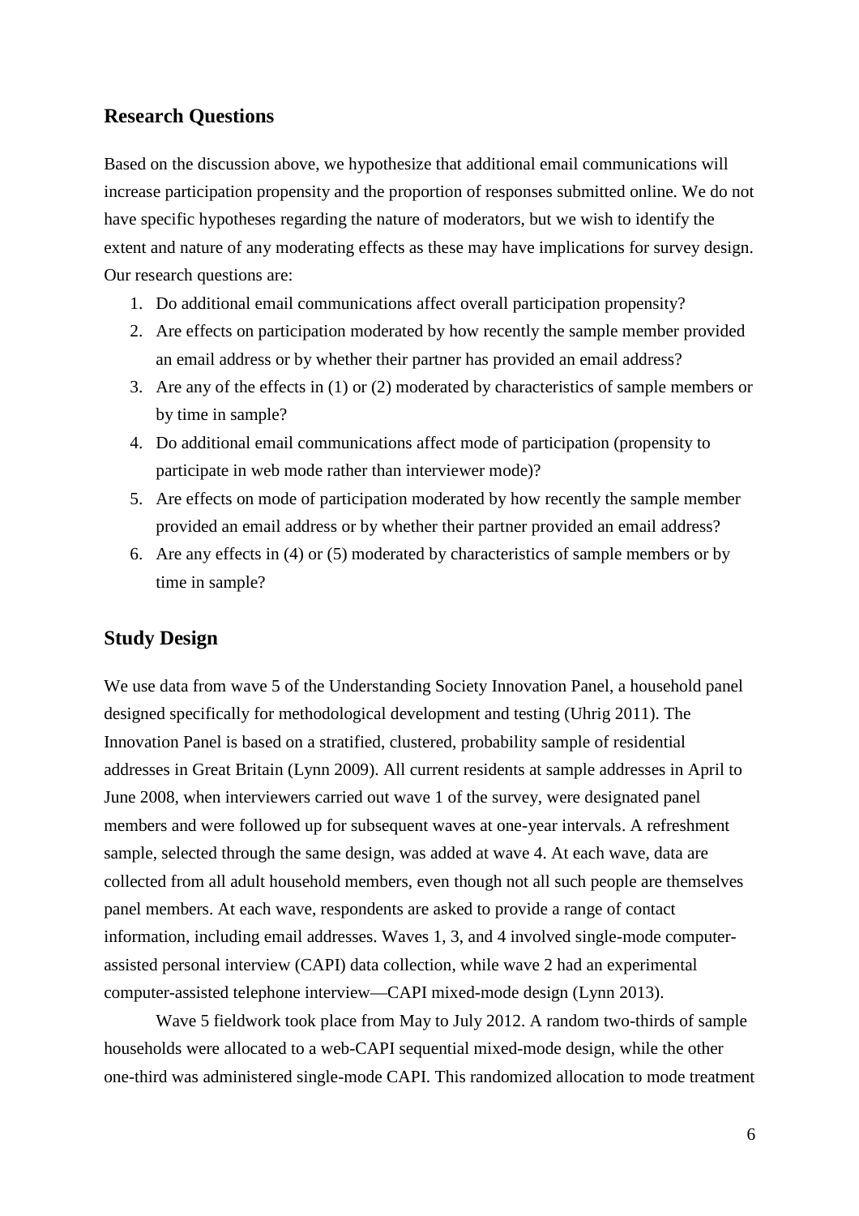## Research Questions

Based on the discussion above, we hypothesize that additional email communications will increase participation propensity and the proportion of responses submitted online. We do not have specific hypotheses regarding the nature of moderators, but we wish to identify the extent and nature of any moderating effects as these may have implications for survey design. Our research questions are:

1. Do additional email communications affect overall participation propensity?
2. Are effects on participation moderated by how recently the sample member provided an email address or by whether their partner has provided an email address?
3. Are any of the effects in (1) or (2) moderated by characteristics of sample members or by time in sample?
4. Do additional email communications affect mode of participation (propensity to participate in web mode rather than interviewer mode)?
5. Are effects on mode of participation moderated by how recently the sample member provided an email address or by whether their partner provided an email address?
6. Are any effects in (4) or (5) moderated by characteristics of sample members or by time in sample?

## Study Design

We use data from wave 5 of the Understanding Society Innovation Panel, a household panel designed specifically for methodological development and testing (Uhrig 2011). The Innovation Panel is based on a stratified, clustered, probability sample of residential addresses in Great Britain (Lynn 2009). All current residents at sample addresses in April to June 2008, when interviewers carried out wave 1 of the survey, were designated panel members and were followed up for subsequent waves at one-year intervals. A refreshment sample, selected through the same design, was added at wave 4. At each wave, data are collected from all adult household members, even though not all such people are themselves panel members. At each wave, respondents are asked to provide a range of contact information, including email addresses. Waves 1, 3, and 4 involved single-mode computer-assisted personal interview (CAPI) data collection, while wave 2 had an experimental computer-assisted telephone interview—CAPI mixed-mode design (Lynn 2013).

Wave 5 fieldwork took place from May to July 2012. A random two-thirds of sample households were allocated to a web-CAPI sequential mixed-mode design, while the other one-third was administered single-mode CAPI. This randomized allocation to mode treatment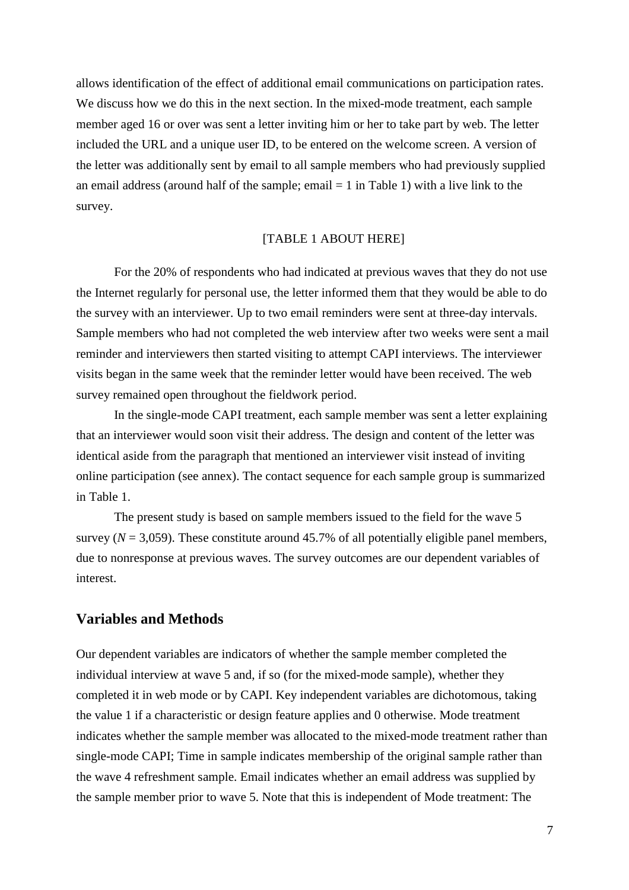allows identification of the effect of additional email communications on participation rates. We discuss how we do this in the next section. In the mixed-mode treatment, each sample member aged 16 or over was sent a letter inviting him or her to take part by web. The letter included the URL and a unique user ID, to be entered on the welcome screen. A version of the letter was additionally sent by email to all sample members who had previously supplied an email address (around half of the sample; email = 1 in Table 1) with a live link to the survey.

[TABLE 1 ABOUT HERE]

For the 20% of respondents who had indicated at previous waves that they do not use the Internet regularly for personal use, the letter informed them that they would be able to do the survey with an interviewer. Up to two email reminders were sent at three-day intervals. Sample members who had not completed the web interview after two weeks were sent a mail reminder and interviewers then started visiting to attempt CAPI interviews. The interviewer visits began in the same week that the reminder letter would have been received. The web survey remained open throughout the fieldwork period.

In the single-mode CAPI treatment, each sample member was sent a letter explaining that an interviewer would soon visit their address. The design and content of the letter was identical aside from the paragraph that mentioned an interviewer visit instead of inviting online participation (see annex). The contact sequence for each sample group is summarized in Table 1.

The present study is based on sample members issued to the field for the wave 5 survey ($N$ = 3,059). These constitute around 45.7% of all potentially eligible panel members, due to nonresponse at previous waves. The survey outcomes are our dependent variables of interest.

## Variables and Methods

Our dependent variables are indicators of whether the sample member completed the individual interview at wave 5 and, if so (for the mixed-mode sample), whether they completed it in web mode or by CAPI. Key independent variables are dichotomous, taking the value 1 if a characteristic or design feature applies and 0 otherwise. Mode treatment indicates whether the sample member was allocated to the mixed-mode treatment rather than single-mode CAPI; Time in sample indicates membership of the original sample rather than the wave 4 refreshment sample. Email indicates whether an email address was supplied by the sample member prior to wave 5. Note that this is independent of Mode treatment: The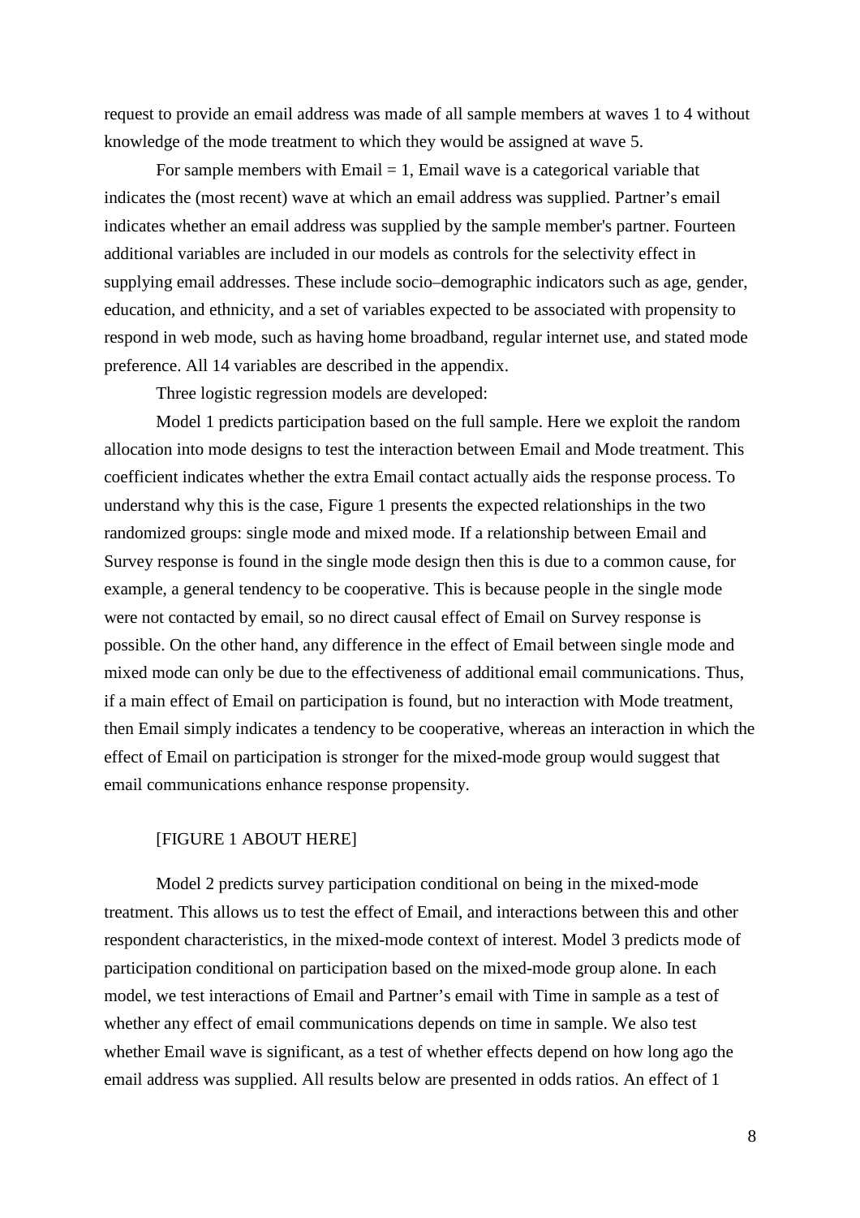request to provide an email address was made of all sample members at waves 1 to 4 without knowledge of the mode treatment to which they would be assigned at wave 5.

For sample members with Email = 1, Email wave is a categorical variable that indicates the (most recent) wave at which an email address was supplied. Partner's email indicates whether an email address was supplied by the sample member's partner. Fourteen additional variables are included in our models as controls for the selectivity effect in supplying email addresses. These include socio–demographic indicators such as age, gender, education, and ethnicity, and a set of variables expected to be associated with propensity to respond in web mode, such as having home broadband, regular internet use, and stated mode preference. All 14 variables are described in the appendix.

Three logistic regression models are developed:

Model 1 predicts participation based on the full sample. Here we exploit the random allocation into mode designs to test the interaction between Email and Mode treatment. This coefficient indicates whether the extra Email contact actually aids the response process. To understand why this is the case, Figure 1 presents the expected relationships in the two randomized groups: single mode and mixed mode. If a relationship between Email and Survey response is found in the single mode design then this is due to a common cause, for example, a general tendency to be cooperative. This is because people in the single mode were not contacted by email, so no direct causal effect of Email on Survey response is possible. On the other hand, any difference in the effect of Email between single mode and mixed mode can only be due to the effectiveness of additional email communications. Thus, if a main effect of Email on participation is found, but no interaction with Mode treatment, then Email simply indicates a tendency to be cooperative, whereas an interaction in which the effect of Email on participation is stronger for the mixed-mode group would suggest that email communications enhance response propensity.

[FIGURE 1 ABOUT HERE]

Model 2 predicts survey participation conditional on being in the mixed-mode treatment. This allows us to test the effect of Email, and interactions between this and other respondent characteristics, in the mixed-mode context of interest. Model 3 predicts mode of participation conditional on participation based on the mixed-mode group alone. In each model, we test interactions of Email and Partner's email with Time in sample as a test of whether any effect of email communications depends on time in sample. We also test whether Email wave is significant, as a test of whether effects depend on how long ago the email address was supplied. All results below are presented in odds ratios. An effect of 1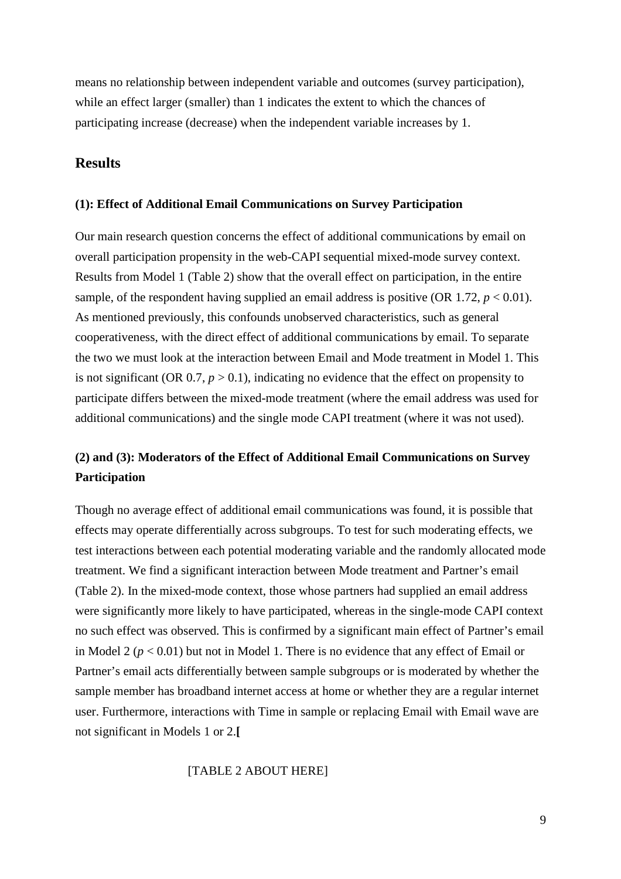means no relationship between independent variable and outcomes (survey participation), while an effect larger (smaller) than 1 indicates the extent to which the chances of participating increase (decrease) when the independent variable increases by 1.

## Results

### (1): Effect of Additional Email Communications on Survey Participation

Our main research question concerns the effect of additional communications by email on overall participation propensity in the web-CAPI sequential mixed-mode survey context. Results from Model 1 (Table 2) show that the overall effect on participation, in the entire sample, of the respondent having supplied an email address is positive (OR 1.72, $p < 0.01$). As mentioned previously, this confounds unobserved characteristics, such as general cooperativeness, with the direct effect of additional communications by email. To separate the two we must look at the interaction between Email and Mode treatment in Model 1. This is not significant (OR 0.7, $p > 0.1$), indicating no evidence that the effect on propensity to participate differs between the mixed-mode treatment (where the email address was used for additional communications) and the single mode CAPI treatment (where it was not used).

### (2) and (3): Moderators of the Effect of Additional Email Communications on Survey Participation

Though no average effect of additional email communications was found, it is possible that effects may operate differentially across subgroups. To test for such moderating effects, we test interactions between each potential moderating variable and the randomly allocated mode treatment. We find a significant interaction between Mode treatment and Partner's email (Table 2). In the mixed-mode context, those whose partners had supplied an email address were significantly more likely to have participated, whereas in the single-mode CAPI context no such effect was observed. This is confirmed by a significant main effect of Partner's email in Model 2 ($p < 0.01$) but not in Model 1. There is no evidence that any effect of Email or Partner's email acts differentially between sample subgroups or is moderated by whether the sample member has broadband internet access at home or whether they are a regular internet user. Furthermore, interactions with Time in sample or replacing Email with Email wave are not significant in Models 1 or 2.**[**

[TABLE 2 ABOUT HERE]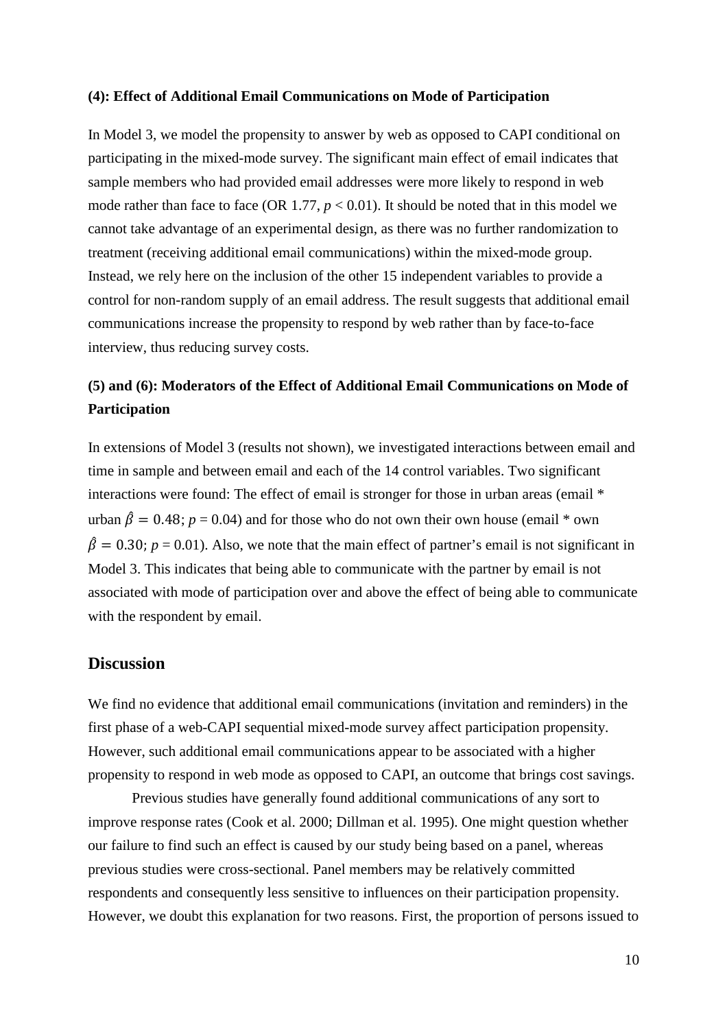**(4): Effect of Additional Email Communications on Mode of Participation**

In Model 3, we model the propensity to answer by web as opposed to CAPI conditional on participating in the mixed-mode survey. The significant main effect of email indicates that sample members who had provided email addresses were more likely to respond in web mode rather than face to face (OR 1.77, $p < 0.01$). It should be noted that in this model we cannot take advantage of an experimental design, as there was no further randomization to treatment (receiving additional email communications) within the mixed-mode group. Instead, we rely here on the inclusion of the other 15 independent variables to provide a control for non-random supply of an email address. The result suggests that additional email communications increase the propensity to respond by web rather than by face-to-face interview, thus reducing survey costs.

**(5) and (6): Moderators of the Effect of Additional Email Communications on Mode of Participation**

In extensions of Model 3 (results not shown), we investigated interactions between email and time in sample and between email and each of the 14 control variables. Two significant interactions were found: The effect of email is stronger for those in urban areas (email * urban $\hat{\beta} = 0.48$; $p = 0.04$) and for those who do not own their own house (email * own $\hat{\beta} = 0.30$; $p = 0.01$). Also, we note that the main effect of partner's email is not significant in Model 3. This indicates that being able to communicate with the partner by email is not associated with mode of participation over and above the effect of being able to communicate with the respondent by email.

## Discussion

We find no evidence that additional email communications (invitation and reminders) in the first phase of a web-CAPI sequential mixed-mode survey affect participation propensity. However, such additional email communications appear to be associated with a higher propensity to respond in web mode as opposed to CAPI, an outcome that brings cost savings.

Previous studies have generally found additional communications of any sort to improve response rates (Cook et al. 2000; Dillman et al. 1995). One might question whether our failure to find such an effect is caused by our study being based on a panel, whereas previous studies were cross-sectional. Panel members may be relatively committed respondents and consequently less sensitive to influences on their participation propensity. However, we doubt this explanation for two reasons. First, the proportion of persons issued to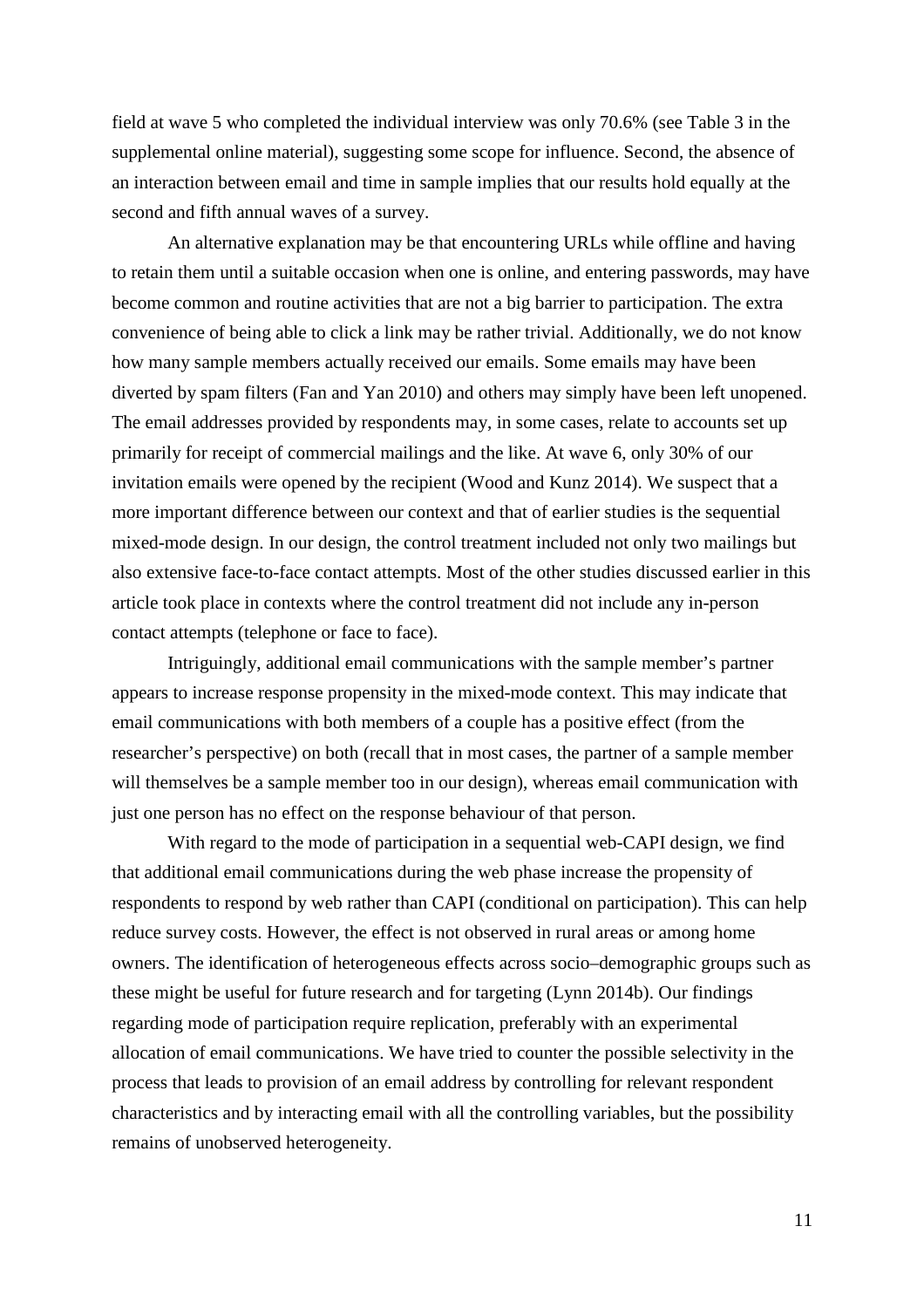field at wave 5 who completed the individual interview was only 70.6% (see Table 3 in the supplemental online material), suggesting some scope for influence. Second, the absence of an interaction between email and time in sample implies that our results hold equally at the second and fifth annual waves of a survey.

An alternative explanation may be that encountering URLs while offline and having to retain them until a suitable occasion when one is online, and entering passwords, may have become common and routine activities that are not a big barrier to participation. The extra convenience of being able to click a link may be rather trivial. Additionally, we do not know how many sample members actually received our emails. Some emails may have been diverted by spam filters (Fan and Yan 2010) and others may simply have been left unopened. The email addresses provided by respondents may, in some cases, relate to accounts set up primarily for receipt of commercial mailings and the like. At wave 6, only 30% of our invitation emails were opened by the recipient (Wood and Kunz 2014). We suspect that a more important difference between our context and that of earlier studies is the sequential mixed-mode design. In our design, the control treatment included not only two mailings but also extensive face-to-face contact attempts. Most of the other studies discussed earlier in this article took place in contexts where the control treatment did not include any in-person contact attempts (telephone or face to face).

Intriguingly, additional email communications with the sample member's partner appears to increase response propensity in the mixed-mode context. This may indicate that email communications with both members of a couple has a positive effect (from the researcher's perspective) on both (recall that in most cases, the partner of a sample member will themselves be a sample member too in our design), whereas email communication with just one person has no effect on the response behaviour of that person.

With regard to the mode of participation in a sequential web-CAPI design, we find that additional email communications during the web phase increase the propensity of respondents to respond by web rather than CAPI (conditional on participation). This can help reduce survey costs. However, the effect is not observed in rural areas or among home owners. The identification of heterogeneous effects across socio–demographic groups such as these might be useful for future research and for targeting (Lynn 2014b). Our findings regarding mode of participation require replication, preferably with an experimental allocation of email communications. We have tried to counter the possible selectivity in the process that leads to provision of an email address by controlling for relevant respondent characteristics and by interacting email with all the controlling variables, but the possibility remains of unobserved heterogeneity.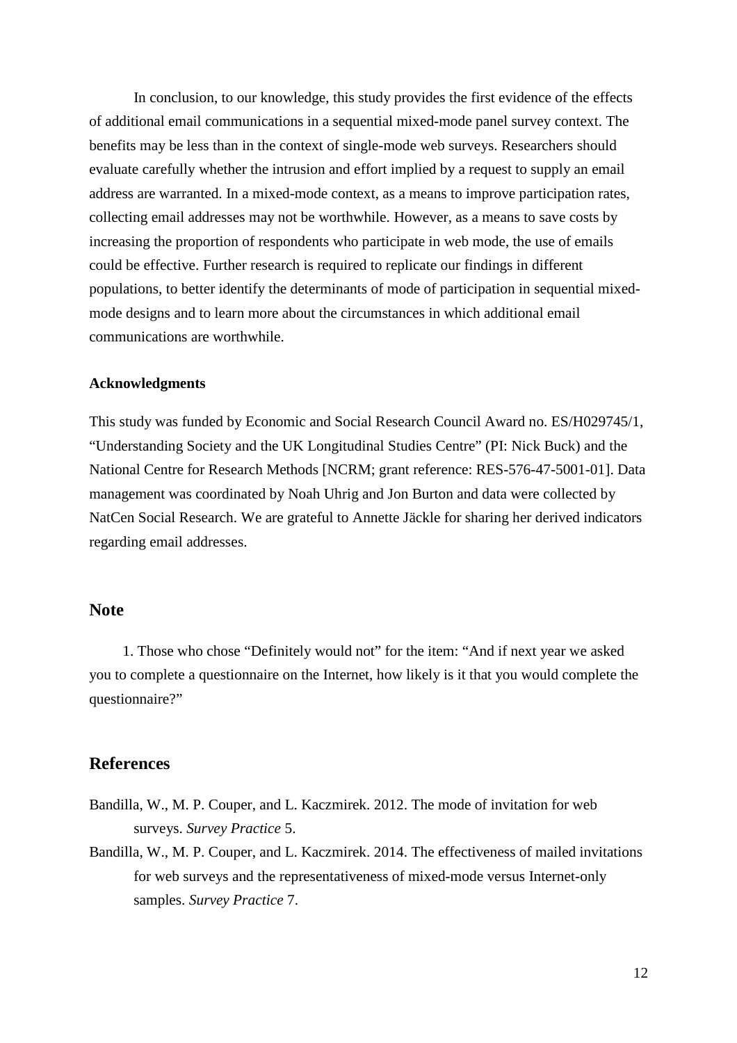In conclusion, to our knowledge, this study provides the first evidence of the effects of additional email communications in a sequential mixed-mode panel survey context. The benefits may be less than in the context of single-mode web surveys. Researchers should evaluate carefully whether the intrusion and effort implied by a request to supply an email address are warranted. In a mixed-mode context, as a means to improve participation rates, collecting email addresses may not be worthwhile. However, as a means to save costs by increasing the proportion of respondents who participate in web mode, the use of emails could be effective. Further research is required to replicate our findings in different populations, to better identify the determinants of mode of participation in sequential mixed-mode designs and to learn more about the circumstances in which additional email communications are worthwhile.

**Acknowledgments**

This study was funded by Economic and Social Research Council Award no. ES/H029745/1, "Understanding Society and the UK Longitudinal Studies Centre" (PI: Nick Buck) and the National Centre for Research Methods [NCRM; grant reference: RES-576-47-5001-01]. Data management was coordinated by Noah Uhrig and Jon Burton and data were collected by NatCen Social Research. We are grateful to Annette Jäckle for sharing her derived indicators regarding email addresses.

## Note

1. Those who chose "Definitely would not" for the item: "And if next year we asked you to complete a questionnaire on the Internet, how likely is it that you would complete the questionnaire?"

## References

Bandilla, W., M. P. Couper, and L. Kaczmirek. 2012. The mode of invitation for web surveys. *Survey Practice* 5.

Bandilla, W., M. P. Couper, and L. Kaczmirek. 2014. The effectiveness of mailed invitations for web surveys and the representativeness of mixed-mode versus Internet-only samples. *Survey Practice* 7.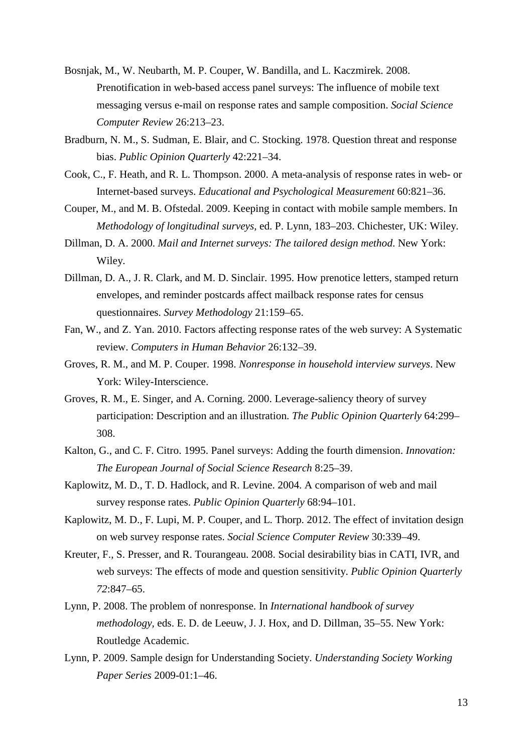Bosnjak, M., W. Neubarth, M. P. Couper, W. Bandilla, and L. Kaczmirek. 2008. Prenotification in web-based access panel surveys: The influence of mobile text messaging versus e-mail on response rates and sample composition. *Social Science Computer Review* 26:213–23.

Bradburn, N. M., S. Sudman, E. Blair, and C. Stocking. 1978. Question threat and response bias. *Public Opinion Quarterly* 42:221–34.

Cook, C., F. Heath, and R. L. Thompson. 2000. A meta-analysis of response rates in web- or Internet-based surveys. *Educational and Psychological Measurement* 60:821–36.

Couper, M., and M. B. Ofstedal. 2009. Keeping in contact with mobile sample members. In *Methodology of longitudinal surveys*, ed. P. Lynn, 183–203. Chichester, UK: Wiley.

Dillman, D. A. 2000. *Mail and Internet surveys: The tailored design method*. New York: Wiley.

Dillman, D. A., J. R. Clark, and M. D. Sinclair. 1995. How prenotice letters, stamped return envelopes, and reminder postcards affect mailback response rates for census questionnaires. *Survey Methodology* 21:159–65.

Fan, W., and Z. Yan. 2010. Factors affecting response rates of the web survey: A Systematic review. *Computers in Human Behavior* 26:132–39.

Groves, R. M., and M. P. Couper. 1998. *Nonresponse in household interview surveys*. New York: Wiley-Interscience.

Groves, R. M., E. Singer, and A. Corning. 2000. Leverage-saliency theory of survey participation: Description and an illustration. *The Public Opinion Quarterly* 64:299–308.

Kalton, G., and C. F. Citro. 1995. Panel surveys: Adding the fourth dimension. *Innovation: The European Journal of Social Science Research* 8:25–39.

Kaplowitz, M. D., T. D. Hadlock, and R. Levine. 2004. A comparison of web and mail survey response rates. *Public Opinion Quarterly* 68:94–101.

Kaplowitz, M. D., F. Lupi, M. P. Couper, and L. Thorp. 2012. The effect of invitation design on web survey response rates. *Social Science Computer Review* 30:339–49.

Kreuter, F., S. Presser, and R. Tourangeau. 2008. Social desirability bias in CATI, IVR, and web surveys: The effects of mode and question sensitivity. *Public Opinion Quarterly 72*:847–65.

Lynn, P. 2008. The problem of nonresponse. In *International handbook of survey methodology*, eds. E. D. de Leeuw, J. J. Hox, and D. Dillman, 35–55. New York: Routledge Academic.

Lynn, P. 2009. Sample design for Understanding Society. *Understanding Society Working Paper Series* 2009-01:1–46.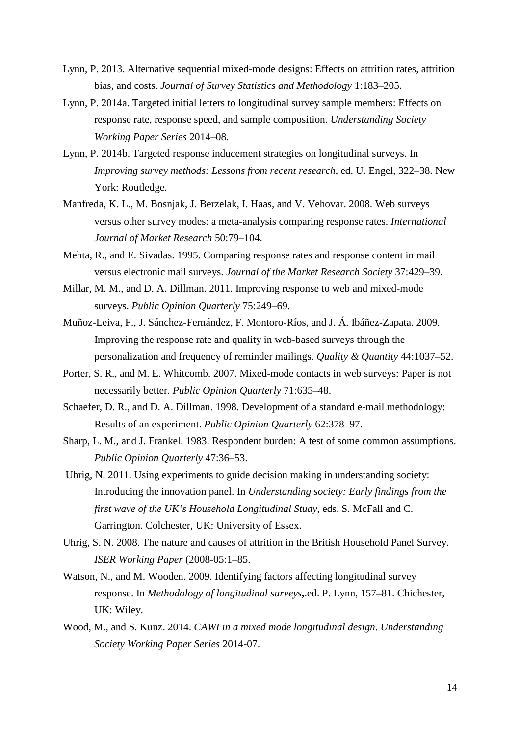Lynn, P. 2013. Alternative sequential mixed-mode designs: Effects on attrition rates, attrition bias, and costs. *Journal of Survey Statistics and Methodology* 1:183–205.

Lynn, P. 2014a. Targeted initial letters to longitudinal survey sample members: Effects on response rate, response speed, and sample composition. *Understanding Society Working Paper Series* 2014–08.

Lynn, P. 2014b. Targeted response inducement strategies on longitudinal surveys. In *Improving survey methods: Lessons from recent research*, ed. U. Engel, 322–38. New York: Routledge.

Manfreda, K. L., M. Bosnjak, J. Berzelak, I. Haas, and V. Vehovar. 2008. Web surveys versus other survey modes: a meta-analysis comparing response rates. *International Journal of Market Research* 50:79–104.

Mehta, R., and E. Sivadas. 1995. Comparing response rates and response content in mail versus electronic mail surveys. *Journal of the Market Research Society* 37:429–39.

Millar, M. M., and D. A. Dillman. 2011. Improving response to web and mixed-mode surveys. *Public Opinion Quarterly* 75:249–69.

Muñoz-Leiva, F., J. Sánchez-Fernández, F. Montoro-Ríos, and J. Á. Ibáñez-Zapata. 2009. Improving the response rate and quality in web-based surveys through the personalization and frequency of reminder mailings. *Quality & Quantity* 44:1037–52.

Porter, S. R., and M. E. Whitcomb. 2007. Mixed-mode contacts in web surveys: Paper is not necessarily better. *Public Opinion Quarterly* 71:635–48.

Schaefer, D. R., and D. A. Dillman. 1998. Development of a standard e-mail methodology: Results of an experiment. *Public Opinion Quarterly* 62:378–97.

Sharp, L. M., and J. Frankel. 1983. Respondent burden: A test of some common assumptions. *Public Opinion Quarterly* 47:36–53.

Uhrig, N. 2011. Using experiments to guide decision making in understanding society: Introducing the innovation panel. In *Understanding society: Early findings from the first wave of the UK's Household Longitudinal Study*, eds. S. McFall and C. Garrington. Colchester, UK: University of Essex.

Uhrig, S. N. 2008. The nature and causes of attrition in the British Household Panel Survey. *ISER Working Paper* (2008-05:1–85.

Watson, N., and M. Wooden. 2009. Identifying factors affecting longitudinal survey response. In *Methodology of longitudinal surveys*,.ed. P. Lynn, 157–81. Chichester, UK: Wiley.

Wood, M., and S. Kunz. 2014. *CAWI in a mixed mode longitudinal design*. *Understanding Society Working Paper Series* 2014-07.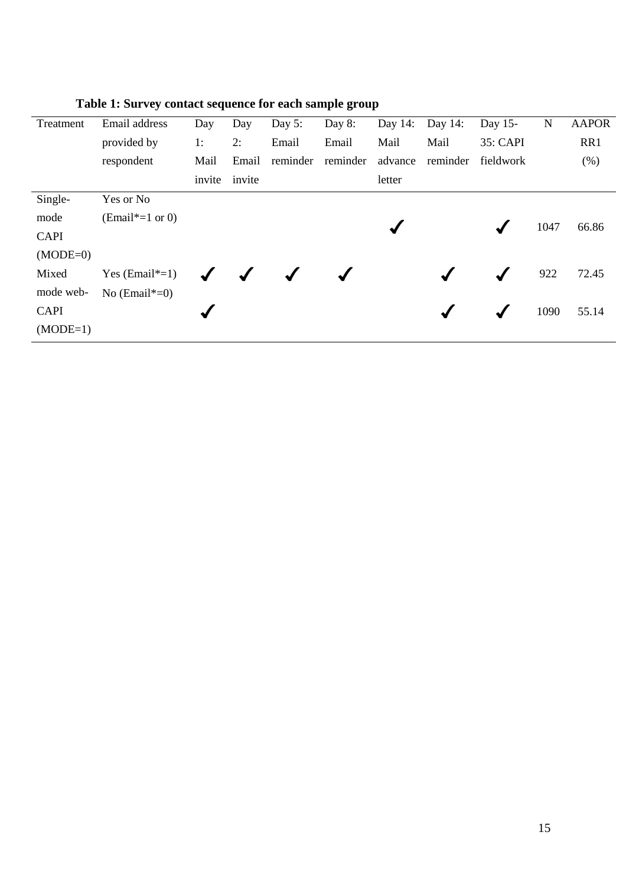**Table 1: Survey contact sequence for each sample group**

| Treatment | Email address provided by respondent | Day 1: Mail invite | Day 2: Email invite | Day 5: Email reminder | Day 8: Email reminder | Day 14: Mail advance letter | Day 14: Mail reminder | Day 15-35: CAPI fieldwork | N | AAPOR RR1 (%) |
|---|---|---|---|---|---|---|---|---|---|---|
| Single-mode CAPI (MODE=0) | Yes or No (Email*=1 or 0) | | | | | ✓ | | ✓ | 1047 | 66.86 |
| Mixed mode web-CAPI (MODE=1) | Yes (Email*=1) | ✓ | ✓ | ✓ | ✓ | | ✓ | ✓ | 922 | 72.45 |
| | No (Email*=0) | ✓ | | | | | ✓ | ✓ | 1090 | 55.14 |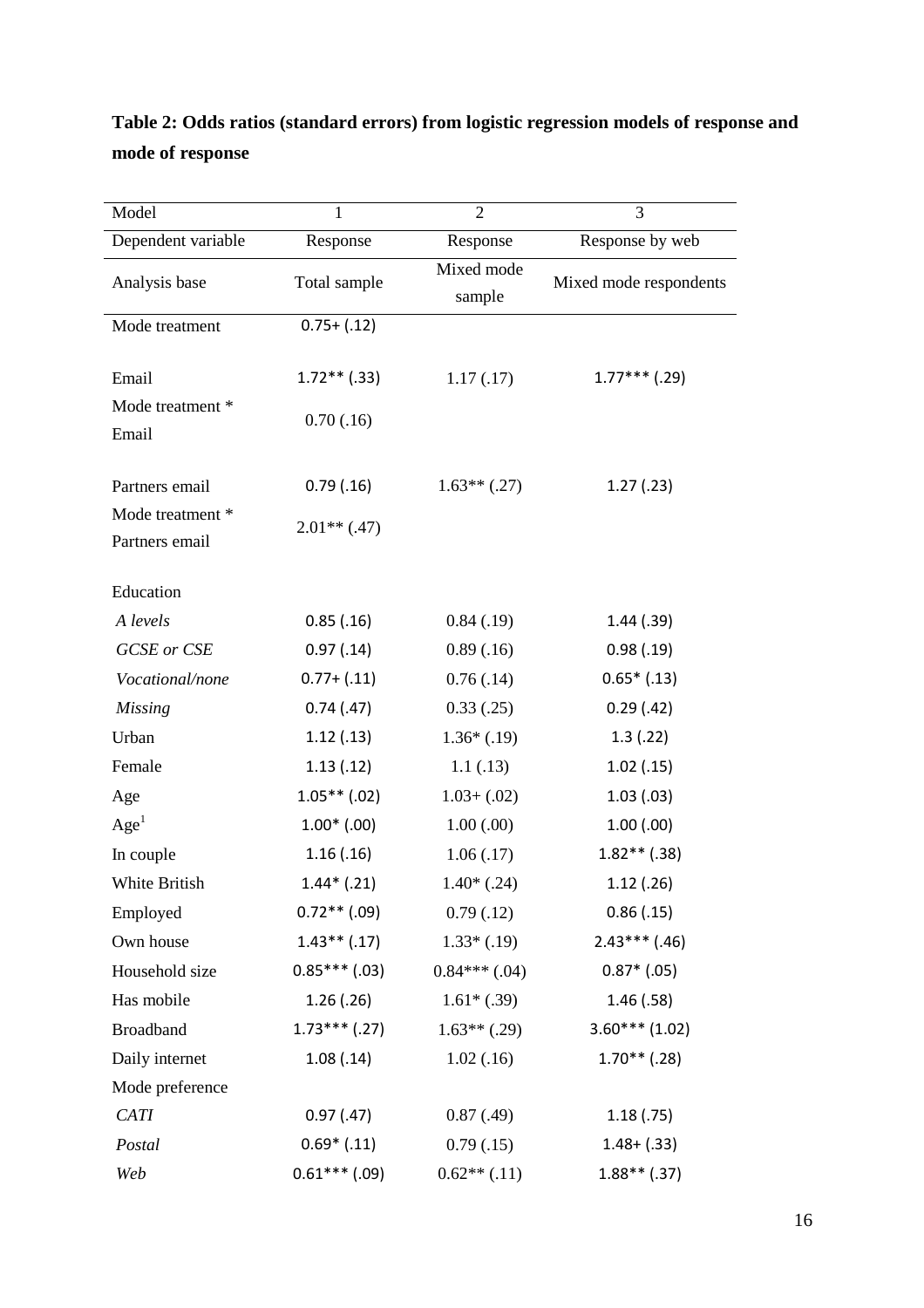**Table 2: Odds ratios (standard errors) from logistic regression models of response and mode of response**

| Model | 1 | 2 | 3 |
|---|---|---|---|
| Dependent variable | Response | Response | Response by web |
| Analysis base | Total sample | Mixed mode sample | Mixed mode respondents |
| Mode treatment | 0.75+ (.12) | | |
| Email | 1.72** (.33) | 1.17 (.17) | 1.77*** (.29) |
| Mode treatment * Email | 0.70 (.16) | | |
| Partners email | 0.79 (.16) | 1.63** (.27) | 1.27 (.23) |
| Mode treatment * Partners email | 2.01** (.47) | | |
| Education | | | |
| *A levels* | 0.85 (.16) | 0.84 (.19) | 1.44 (.39) |
| *GCSE or CSE* | 0.97 (.14) | 0.89 (.16) | 0.98 (.19) |
| *Vocational/none* | 0.77+ (.11) | 0.76 (.14) | 0.65* (.13) |
| *Missing* | 0.74 (.47) | 0.33 (.25) | 0.29 (.42) |
| Urban | 1.12 (.13) | 1.36* (.19) | 1.3 (.22) |
| Female | 1.13 (.12) | 1.1 (.13) | 1.02 (.15) |
| Age | 1.05** (.02) | 1.03+ (.02) | 1.03 (.03) |
| Age[1] | 1.00* (.00) | 1.00 (.00) | 1.00 (.00) |
| In couple | 1.16 (.16) | 1.06 (.17) | 1.82** (.38) |
| White British | 1.44* (.21) | 1.40* (.24) | 1.12 (.26) |
| Employed | 0.72** (.09) | 0.79 (.12) | 0.86 (.15) |
| Own house | 1.43** (.17) | 1.33* (.19) | 2.43*** (.46) |
| Household size | 0.85*** (.03) | 0.84*** (.04) | 0.87* (.05) |
| Has mobile | 1.26 (.26) | 1.61* (.39) | 1.46 (.58) |
| Broadband | 1.73*** (.27) | 1.63** (.29) | 3.60*** (1.02) |
| Daily internet | 1.08 (.14) | 1.02 (.16) | 1.70** (.28) |
| Mode preference | | | |
| *CATI* | 0.97 (.47) | 0.87 (.49) | 1.18 (.75) |
| *Postal* | 0.69* (.11) | 0.79 (.15) | 1.48+ (.33) |
| *Web* | 0.61*** (.09) | 0.62** (.11) | 1.88** (.37) |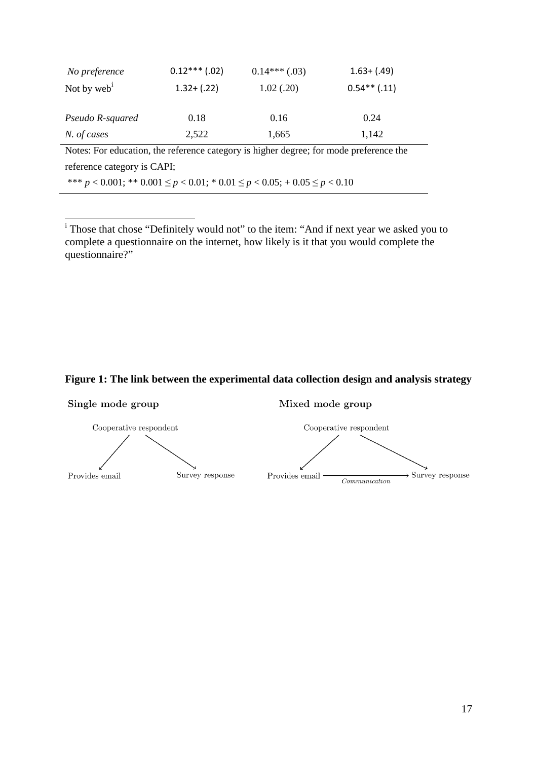| | | | |
|---|---|---|---|
| *No preference* | 0.12*** (.02) | 0.14*** (.03) | 1.63+ (.49) |
| Not by web[i] | 1.32+ (.22) | 1.02 (.20) | 0.54** (.11) |
| *Pseudo R-squared* | 0.18 | 0.16 | 0.24 |
| *N. of cases* | 2,522 | 1,665 | 1,142 |

Notes: For education, the reference category is higher degree; for mode preference the reference category is CAPI;

*** $p < 0.001$; ** $0.001 \leq p < 0.01$; * $0.01 \leq p < 0.05$; + $0.05 \leq p < 0.10$

[i] Those that chose "Definitely would not" to the item: "And if next year we asked you to complete a questionnaire on the internet, how likely is it that you would complete the questionnaire?"

**Figure 1: The link between the experimental data collection design and analysis strategy**

Single mode group

Cooperative respondent

Provides email

Survey response

Mixed mode group

Cooperative respondent

Provides email

Communication

Survey response